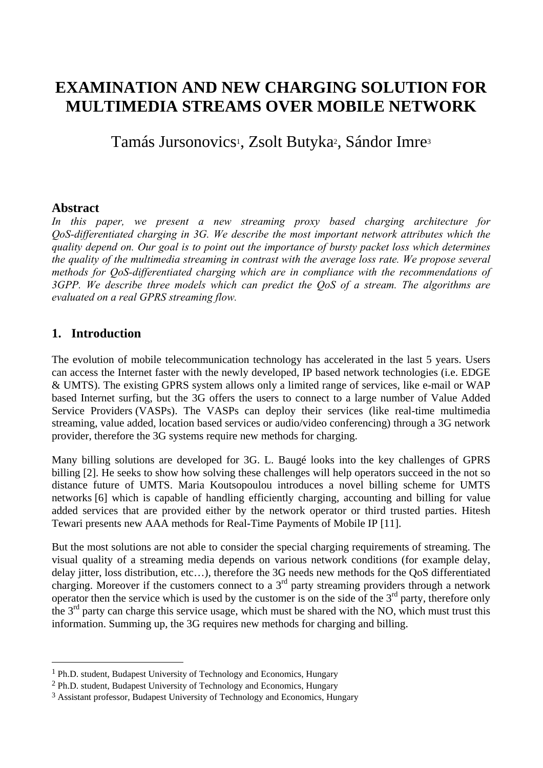# EXAMINATION AND NEW CHARGING SOLUTION FOR MULTIMEDIA STREAMS OVER MOBILE NETWORK

Tamás Jursonovics[1], Zsolt Butyka[2], Sándor Imre[3]

## Abstract

*In this paper, we present a new streaming proxy based charging architecture for QoS-differentiated charging in 3G. We describe the most important network attributes which the quality depend on. Our goal is to point out the importance of bursty packet loss which determines the quality of the multimedia streaming in contrast with the average loss rate. We propose several methods for QoS-differentiated charging which are in compliance with the recommendations of 3GPP. We describe three models which can predict the QoS of a stream. The algorithms are evaluated on a real GPRS streaming flow.*

## 1. Introduction

The evolution of mobile telecommunication technology has accelerated in the last 5 years. Users can access the Internet faster with the newly developed, IP based network technologies (i.e. EDGE & UMTS). The existing GPRS system allows only a limited range of services, like e-mail or WAP based Internet surfing, but the 3G offers the users to connect to a large number of Value Added Service Providers (VASPs). The VASPs can deploy their services (like real-time multimedia streaming, value added, location based services or audio/video conferencing) through a 3G network provider, therefore the 3G systems require new methods for charging.

Many billing solutions are developed for 3G. L. Baugé looks into the key challenges of GPRS billing [2]. He seeks to show how solving these challenges will help operators succeed in the not so distance future of UMTS. Maria Koutsopoulou introduces a novel billing scheme for UMTS networks [6] which is capable of handling efficiently charging, accounting and billing for value added services that are provided either by the network operator or third trusted parties. Hitesh Tewari presents new AAA methods for Real-Time Payments of Mobile IP [11].

But the most solutions are not able to consider the special charging requirements of streaming. The visual quality of a streaming media depends on various network conditions (for example delay, delay jitter, loss distribution, etc…), therefore the 3G needs new methods for the QoS differentiated charging. Moreover if the customers connect to a 3rd party streaming providers through a network operator then the service which is used by the customer is on the side of the 3rd party, therefore only the 3rd party can charge this service usage, which must be shared with the NO, which must trust this information. Summing up, the 3G requires new methods for charging and billing.

---

[1] Ph.D. student, Budapest University of Technology and Economics, Hungary

[2] Ph.D. student, Budapest University of Technology and Economics, Hungary

[3] Assistant professor, Budapest University of Technology and Economics, Hungary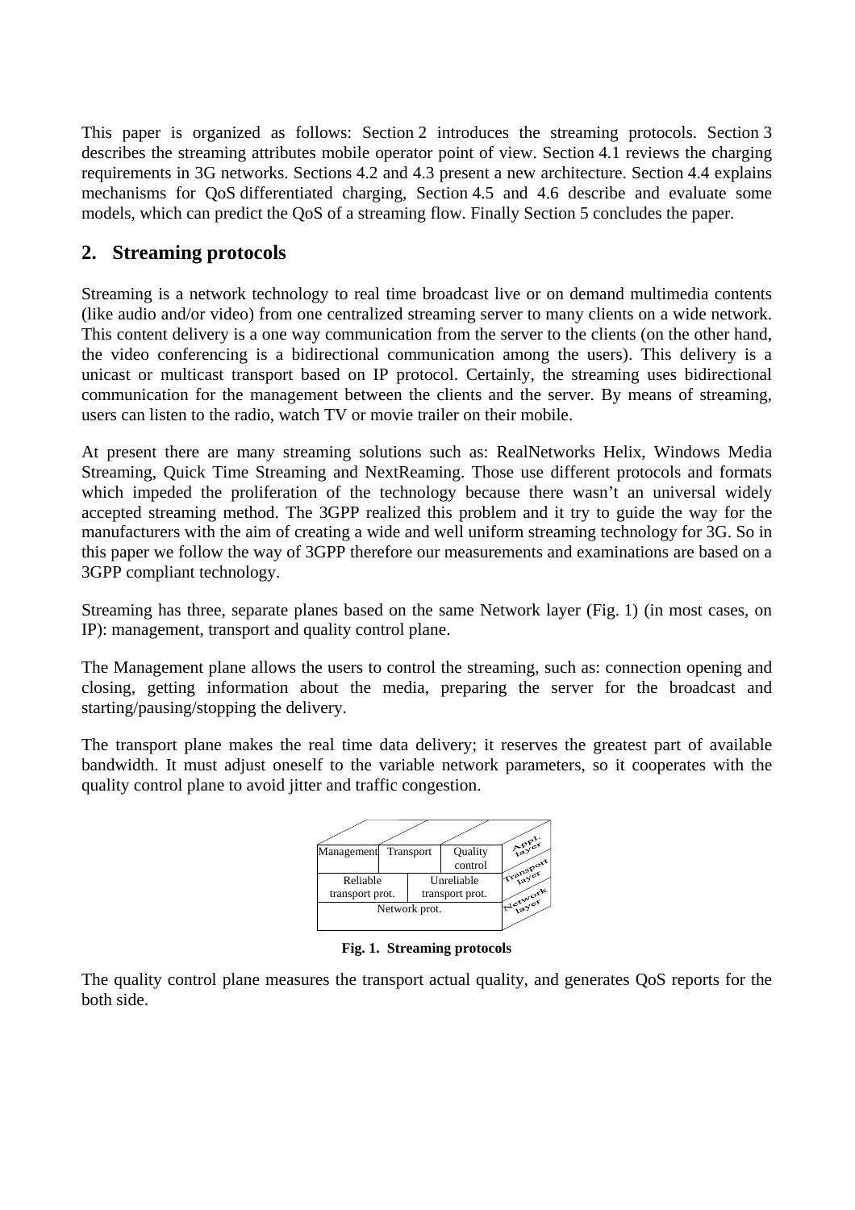This paper is organized as follows: Section 2 introduces the streaming protocols. Section 3 describes the streaming attributes mobile operator point of view. Section 4.1 reviews the charging requirements in 3G networks. Sections 4.2 and 4.3 present a new architecture. Section 4.4 explains mechanisms for QoS differentiated charging, Section 4.5 and 4.6 describe and evaluate some models, which can predict the QoS of a streaming flow. Finally Section 5 concludes the paper.

## 2. Streaming protocols

Streaming is a network technology to real time broadcast live or on demand multimedia contents (like audio and/or video) from one centralized streaming server to many clients on a wide network. This content delivery is a one way communication from the server to the clients (on the other hand, the video conferencing is a bidirectional communication among the users). This delivery is a unicast or multicast transport based on IP protocol. Certainly, the streaming uses bidirectional communication for the management between the clients and the server. By means of streaming, users can listen to the radio, watch TV or movie trailer on their mobile.

At present there are many streaming solutions such as: RealNetworks Helix, Windows Media Streaming, Quick Time Streaming and NextReaming. Those use different protocols and formats which impeded the proliferation of the technology because there wasn't an universal widely accepted streaming method. The 3GPP realized this problem and it try to guide the way for the manufacturers with the aim of creating a wide and well uniform streaming technology for 3G. So in this paper we follow the way of 3GPP therefore our measurements and examinations are based on a 3GPP compliant technology.

Streaming has three, separate planes based on the same Network layer (Fig. 1) (in most cases, on IP): management, transport and quality control plane.

The Management plane allows the users to control the streaming, such as: connection opening and closing, getting information about the media, preparing the server for the broadcast and starting/pausing/stopping the delivery.

The transport plane makes the real time data delivery; it reserves the greatest part of available bandwidth. It must adjust oneself to the variable network parameters, so it cooperates with the quality control plane to avoid jitter and traffic congestion.

| Management | Transport | Quality control | Appl. layer |
|---|---|---|---|
| Reliable transport prot. | Unreliable transport prot. | | Transport layer |
| Network prot. | | | Network layer |

**Fig. 1. Streaming protocols**

The quality control plane measures the transport actual quality, and generates QoS reports for the both side.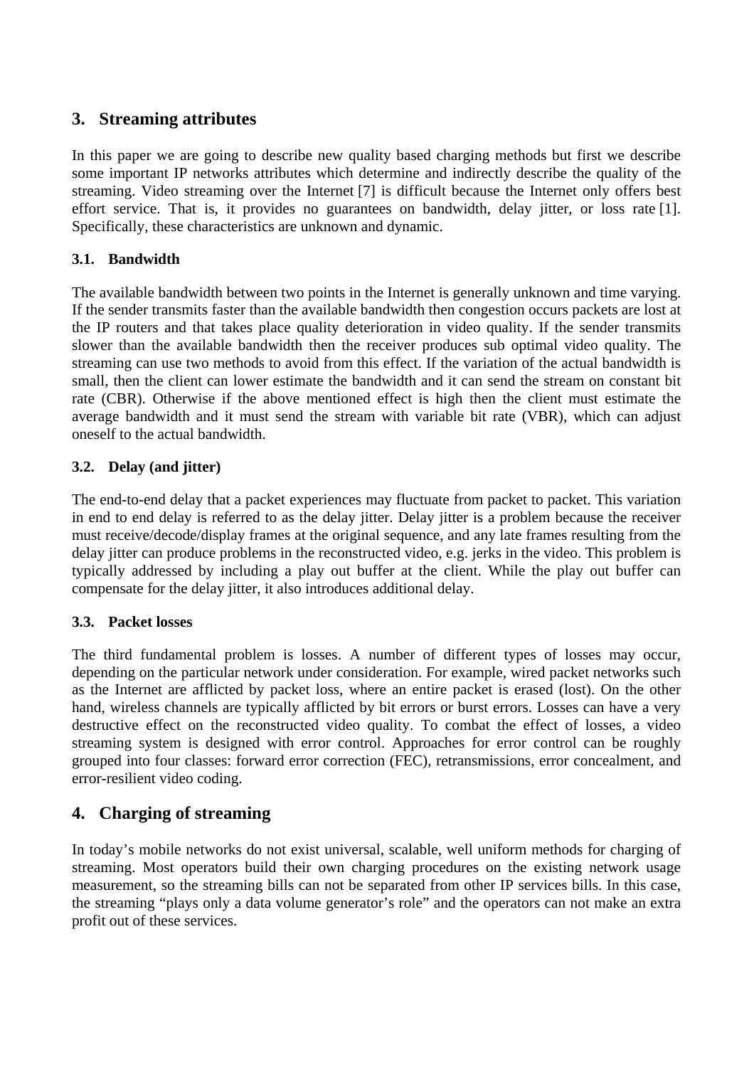## 3. Streaming attributes

In this paper we are going to describe new quality based charging methods but first we describe some important IP networks attributes which determine and indirectly describe the quality of the streaming. Video streaming over the Internet [7] is difficult because the Internet only offers best effort service. That is, it provides no guarantees on bandwidth, delay jitter, or loss rate [1]. Specifically, these characteristics are unknown and dynamic.

### 3.1. Bandwidth

The available bandwidth between two points in the Internet is generally unknown and time varying. If the sender transmits faster than the available bandwidth then congestion occurs packets are lost at the IP routers and that takes place quality deterioration in video quality. If the sender transmits slower than the available bandwidth then the receiver produces sub optimal video quality. The streaming can use two methods to avoid from this effect. If the variation of the actual bandwidth is small, then the client can lower estimate the bandwidth and it can send the stream on constant bit rate (CBR). Otherwise if the above mentioned effect is high then the client must estimate the average bandwidth and it must send the stream with variable bit rate (VBR), which can adjust oneself to the actual bandwidth.

### 3.2. Delay (and jitter)

The end-to-end delay that a packet experiences may fluctuate from packet to packet. This variation in end to end delay is referred to as the delay jitter. Delay jitter is a problem because the receiver must receive/decode/display frames at the original sequence, and any late frames resulting from the delay jitter can produce problems in the reconstructed video, e.g. jerks in the video. This problem is typically addressed by including a play out buffer at the client. While the play out buffer can compensate for the delay jitter, it also introduces additional delay.

### 3.3. Packet losses

The third fundamental problem is losses. A number of different types of losses may occur, depending on the particular network under consideration. For example, wired packet networks such as the Internet are afflicted by packet loss, where an entire packet is erased (lost). On the other hand, wireless channels are typically afflicted by bit errors or burst errors. Losses can have a very destructive effect on the reconstructed video quality. To combat the effect of losses, a video streaming system is designed with error control. Approaches for error control can be roughly grouped into four classes: forward error correction (FEC), retransmissions, error concealment, and error-resilient video coding.

## 4. Charging of streaming

In today's mobile networks do not exist universal, scalable, well uniform methods for charging of streaming. Most operators build their own charging procedures on the existing network usage measurement, so the streaming bills can not be separated from other IP services bills. In this case, the streaming "plays only a data volume generator's role" and the operators can not make an extra profit out of these services.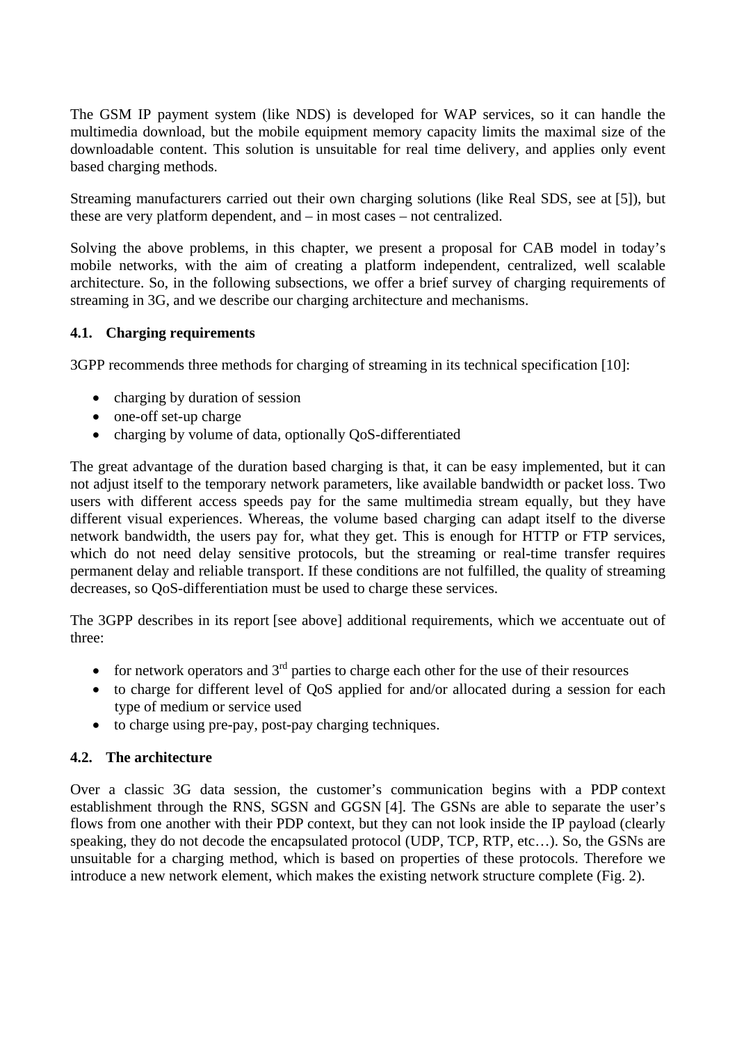The GSM IP payment system (like NDS) is developed for WAP services, so it can handle the multimedia download, but the mobile equipment memory capacity limits the maximal size of the downloadable content. This solution is unsuitable for real time delivery, and applies only event based charging methods.

Streaming manufacturers carried out their own charging solutions (like Real SDS, see at [5]), but these are very platform dependent, and – in most cases – not centralized.

Solving the above problems, in this chapter, we present a proposal for CAB model in today's mobile networks, with the aim of creating a platform independent, centralized, well scalable architecture. So, in the following subsections, we offer a brief survey of charging requirements of streaming in 3G, and we describe our charging architecture and mechanisms.

### 4.1. Charging requirements

3GPP recommends three methods for charging of streaming in its technical specification [10]:

- charging by duration of session
- one-off set-up charge
- charging by volume of data, optionally QoS-differentiated

The great advantage of the duration based charging is that, it can be easy implemented, but it can not adjust itself to the temporary network parameters, like available bandwidth or packet loss. Two users with different access speeds pay for the same multimedia stream equally, but they have different visual experiences. Whereas, the volume based charging can adapt itself to the diverse network bandwidth, the users pay for, what they get. This is enough for HTTP or FTP services, which do not need delay sensitive protocols, but the streaming or real-time transfer requires permanent delay and reliable transport. If these conditions are not fulfilled, the quality of streaming decreases, so QoS-differentiation must be used to charge these services.

The 3GPP describes in its report [see above] additional requirements, which we accentuate out of three:

- for network operators and 3rd parties to charge each other for the use of their resources
- to charge for different level of QoS applied for and/or allocated during a session for each type of medium or service used
- to charge using pre-pay, post-pay charging techniques.

### 4.2. The architecture

Over a classic 3G data session, the customer's communication begins with a PDP context establishment through the RNS, SGSN and GGSN [4]. The GSNs are able to separate the user's flows from one another with their PDP context, but they can not look inside the IP payload (clearly speaking, they do not decode the encapsulated protocol (UDP, TCP, RTP, etc…). So, the GSNs are unsuitable for a charging method, which is based on properties of these protocols. Therefore we introduce a new network element, which makes the existing network structure complete (Fig. 2).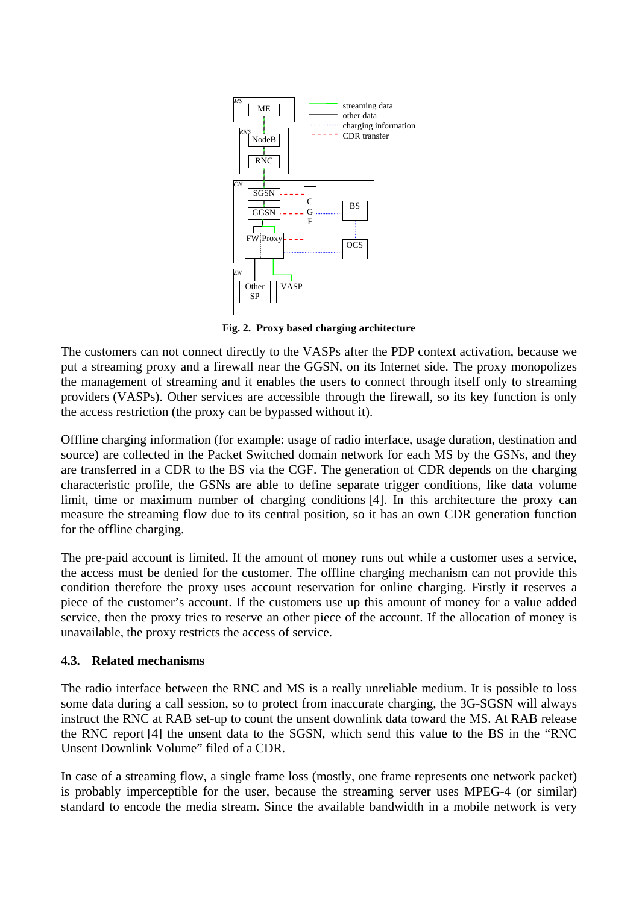**Fig. 2. Proxy based charging architecture**

The customers can not connect directly to the VASPs after the PDP context activation, because we put a streaming proxy and a firewall near the GGSN, on its Internet side. The proxy monopolizes the management of streaming and it enables the users to connect through itself only to streaming providers (VASPs). Other services are accessible through the firewall, so its key function is only the access restriction (the proxy can be bypassed without it).

Offline charging information (for example: usage of radio interface, usage duration, destination and source) are collected in the Packet Switched domain network for each MS by the GSNs, and they are transferred in a CDR to the BS via the CGF. The generation of CDR depends on the charging characteristic profile, the GSNs are able to define separate trigger conditions, like data volume limit, time or maximum number of charging conditions [4]. In this architecture the proxy can measure the streaming flow due to its central position, so it has an own CDR generation function for the offline charging.

The pre-paid account is limited. If the amount of money runs out while a customer uses a service, the access must be denied for the customer. The offline charging mechanism can not provide this condition therefore the proxy uses account reservation for online charging. Firstly it reserves a piece of the customer's account. If the customers use up this amount of money for a value added service, then the proxy tries to reserve an other piece of the account. If the allocation of money is unavailable, the proxy restricts the access of service.

### 4.3. Related mechanisms

The radio interface between the RNC and MS is a really unreliable medium. It is possible to loss some data during a call session, so to protect from inaccurate charging, the 3G-SGSN will always instruct the RNC at RAB set-up to count the unsent downlink data toward the MS. At RAB release the RNC report [4] the unsent data to the SGSN, which send this value to the BS in the "RNC Unsent Downlink Volume" filed of a CDR.

In case of a streaming flow, a single frame loss (mostly, one frame represents one network packet) is probably imperceptible for the user, because the streaming server uses MPEG-4 (or similar) standard to encode the media stream. Since the available bandwidth in a mobile network is very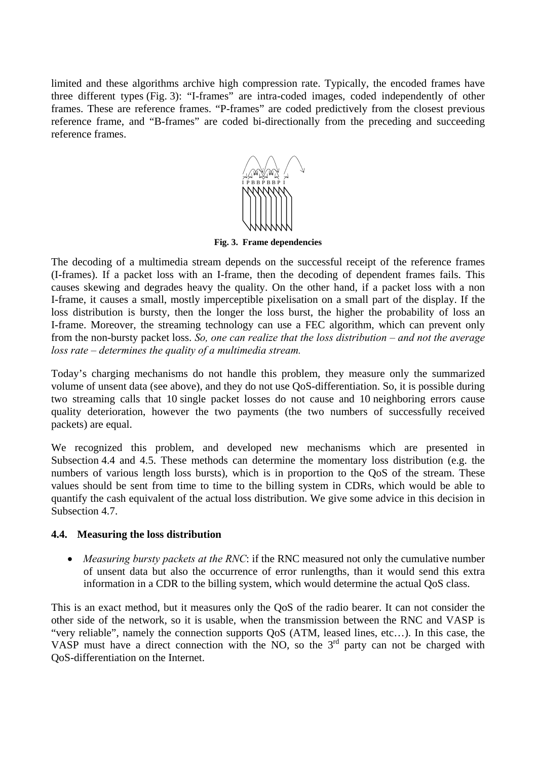limited and these algorithms archive high compression rate. Typically, the encoded frames have three different types (Fig. 3): "I-frames" are intra-coded images, coded independently of other frames. These are reference frames. "P-frames" are coded predictively from the closest previous reference frame, and "B-frames" are coded bi-directionally from the preceding and succeeding reference frames.

**Fig. 3. Frame dependencies**

The decoding of a multimedia stream depends on the successful receipt of the reference frames (I-frames). If a packet loss with an I-frame, then the decoding of dependent frames fails. This causes skewing and degrades heavy the quality. On the other hand, if a packet loss with a non I-frame, it causes a small, mostly imperceptible pixelisation on a small part of the display. If the loss distribution is bursty, then the longer the loss burst, the higher the probability of loss an I-frame. Moreover, the streaming technology can use a FEC algorithm, which can prevent only from the non-bursty packet loss. *So, one can realize that the loss distribution – and not the average loss rate – determines the quality of a multimedia stream.*

Today's charging mechanisms do not handle this problem, they measure only the summarized volume of unsent data (see above), and they do not use QoS-differentiation. So, it is possible during two streaming calls that 10 single packet losses do not cause and 10 neighboring errors cause quality deterioration, however the two payments (the two numbers of successfully received packets) are equal.

We recognized this problem, and developed new mechanisms which are presented in Subsection 4.4 and 4.5. These methods can determine the momentary loss distribution (e.g. the numbers of various length loss bursts), which is in proportion to the QoS of the stream. These values should be sent from time to time to the billing system in CDRs, which would be able to quantify the cash equivalent of the actual loss distribution. We give some advice in this decision in Subsection 4.7.

### 4.4. Measuring the loss distribution

- *Measuring bursty packets at the RNC*: if the RNC measured not only the cumulative number of unsent data but also the occurrence of error runlengths, than it would send this extra information in a CDR to the billing system, which would determine the actual QoS class.

This is an exact method, but it measures only the QoS of the radio bearer. It can not consider the other side of the network, so it is usable, when the transmission between the RNC and VASP is "very reliable", namely the connection supports QoS (ATM, leased lines, etc…). In this case, the VASP must have a direct connection with the NO, so the 3rd party can not be charged with QoS-differentiation on the Internet.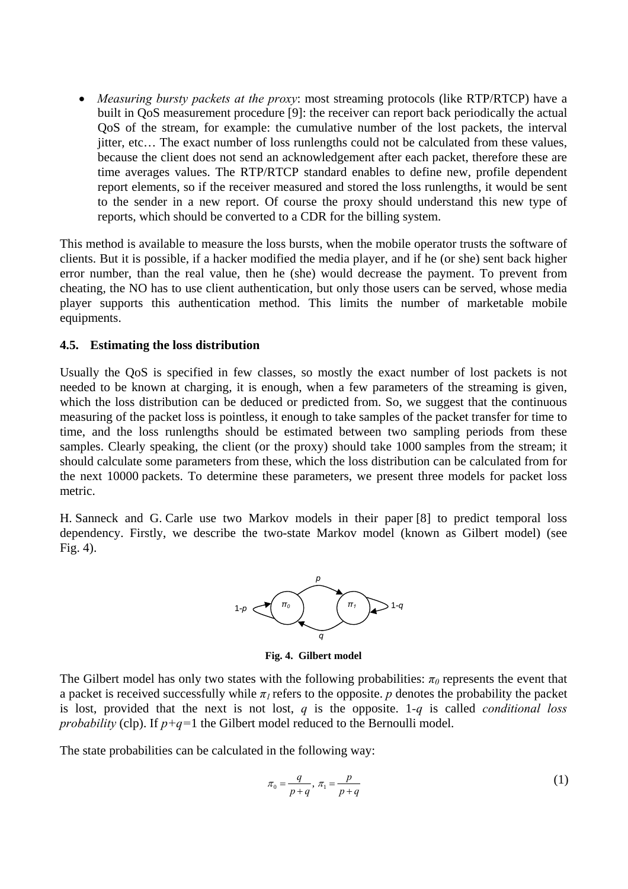- *Measuring bursty packets at the proxy*: most streaming protocols (like RTP/RTCP) have a built in QoS measurement procedure [9]: the receiver can report back periodically the actual QoS of the stream, for example: the cumulative number of the lost packets, the interval jitter, etc… The exact number of loss runlengths could not be calculated from these values, because the client does not send an acknowledgement after each packet, therefore these are time averages values. The RTP/RTCP standard enables to define new, profile dependent report elements, so if the receiver measured and stored the loss runlengths, it would be sent to the sender in a new report. Of course the proxy should understand this new type of reports, which should be converted to a CDR for the billing system.

This method is available to measure the loss bursts, when the mobile operator trusts the software of clients. But it is possible, if a hacker modified the media player, and if he (or she) sent back higher error number, than the real value, then he (she) would decrease the payment. To prevent from cheating, the NO has to use client authentication, but only those users can be served, whose media player supports this authentication method. This limits the number of marketable mobile equipments.

### 4.5. Estimating the loss distribution

Usually the QoS is specified in few classes, so mostly the exact number of lost packets is not needed to be known at charging, it is enough, when a few parameters of the streaming is given, which the loss distribution can be deduced or predicted from. So, we suggest that the continuous measuring of the packet loss is pointless, it enough to take samples of the packet transfer for time to time, and the loss runlengths should be estimated between two sampling periods from these samples. Clearly speaking, the client (or the proxy) should take 1000 samples from the stream; it should calculate some parameters from these, which the loss distribution can be calculated from for the next 10000 packets. To determine these parameters, we present three models for packet loss metric.

H. Sanneck and G. Carle use two Markov models in their paper [8] to predict temporal loss dependency. Firstly, we describe the two-state Markov model (known as Gilbert model) (see Fig. 4).

**Fig. 4. Gilbert model**

The Gilbert model has only two states with the following probabilities: $\pi_0$ represents the event that a packet is received successfully while $\pi_1$ refers to the opposite. $p$ denotes the probability the packet is lost, provided that the next is not lost, $q$ is the opposite. $1\text{-}q$ is called *conditional loss probability* (clp). If $p+q=1$ the Gilbert model reduced to the Bernoulli model.

The state probabilities can be calculated in the following way:

$$\pi_0 = \frac{q}{p+q},\ \pi_1 = \frac{p}{p+q} \tag{1}$$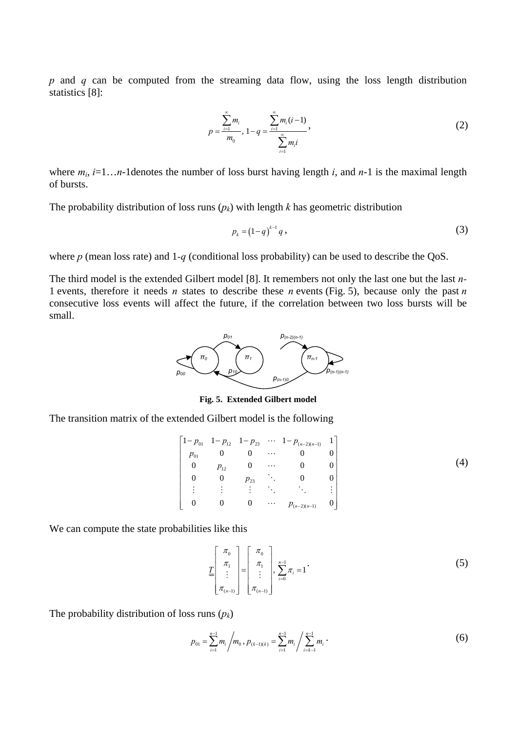$p$ and $q$ can be computed from the streaming data flow, using the loss length distribution statistics [8]:

$$p = \frac{\sum_{i=1}^{\infty} m_i}{m_0},\ 1 - q = \frac{\sum_{i=1}^{\infty} m_i (i-1)}{\sum_{i=1}^{\infty} m_i i}, \tag{2}$$

where $m_i$, $i$=1…$n$-1denotes the number of loss burst having length $i$, and $n$-1 is the maximal length of bursts.

The probability distribution of loss runs ($p_k$) with length $k$ has geometric distribution

$$p_k = (1-q)^{k-1} q, \tag{3}$$

where $p$ (mean loss rate) and 1-$q$ (conditional loss probability) can be used to describe the QoS.

The third model is the extended Gilbert model [8]. It remembers not only the last one but the last $n$-1 events, therefore it needs $n$ states to describe these $n$ events (Fig. 5), because only the past $n$ consecutive loss events will affect the future, if the correlation between two loss bursts will be small.

**Fig. 5. Extended Gilbert model**

The transition matrix of the extended Gilbert model is the following

$$\begin{bmatrix} 1-p_{01} & 1-p_{12} & 1-p_{23} & \cdots & 1-p_{(n-2)(n-1)} & 1 \\ p_{01} & 0 & 0 & \cdots & 0 & 0 \\ 0 & p_{12} & 0 & \cdots & 0 & 0 \\ 0 & 0 & p_{23} & \ddots & 0 & 0 \\ \vdots & \vdots & \vdots & \ddots & \ddots & \vdots \\ 0 & 0 & 0 & \cdots & p_{(n-2)(n-1)} & 0 \end{bmatrix} \tag{4}$$

We can compute the state probabilities like this

$$\underline{\underline{T}} \begin{bmatrix} \pi_0 \\ \pi_1 \\ \vdots \\ \pi_{(n-1)} \end{bmatrix} = \begin{bmatrix} \pi_0 \\ \pi_1 \\ \vdots \\ \pi_{(n-1)} \end{bmatrix},\ \sum_{i=0}^{n-1} \pi_i = 1. \tag{5}$$

The probability distribution of loss runs ($p_k$)

$$p_{01} = \sum_{i=1}^{n-1} m_i \bigg/ m_0,\ p_{(k-1)(k)} = \sum_{i=1}^{n-1} m_i \bigg/ \sum_{i=k-1}^{n-1} m_i. \tag{6}$$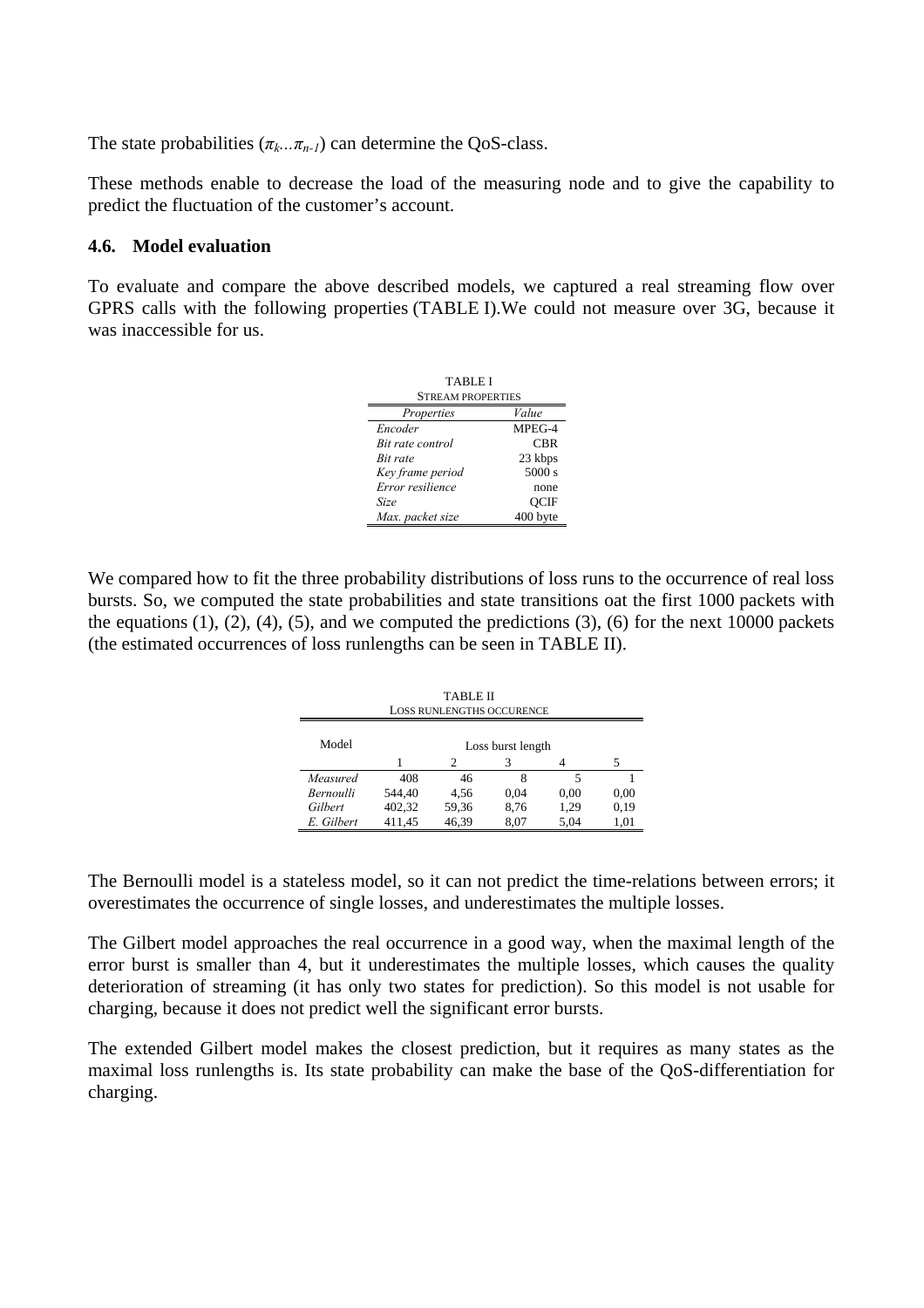The state probabilities ($\pi_k \ldots \pi_{n-1}$) can determine the QoS-class.

These methods enable to decrease the load of the measuring node and to give the capability to predict the fluctuation of the customer's account.

### 4.6. Model evaluation

To evaluate and compare the above described models, we captured a real streaming flow over GPRS calls with the following properties (TABLE I).We could not measure over 3G, because it was inaccessible for us.

TABLE I
STREAM PROPERTIES

| *Properties* | *Value* |
|---|---|
| *Encoder* | MPEG-4 |
| *Bit rate control* | CBR |
| *Bit rate* | 23 kbps |
| *Key frame period* | 5000 s |
| *Error resilience* | none |
| *Size* | QCIF |
| *Max. packet size* | 400 byte |

We compared how to fit the three probability distributions of loss runs to the occurrence of real loss bursts. So, we computed the state probabilities and state transitions oat the first 1000 packets with the equations (1), (2), (4), (5), and we computed the predictions (3), (6) for the next 10000 packets (the estimated occurrences of loss runlengths can be seen in TABLE II).

TABLE II
LOSS RUNLENGTHS OCCURENCE

| Model | Loss burst length | | | | |
|---|---|---|---|---|---|
| | 1 | 2 | 3 | 4 | 5 |
| *Measured* | 408 | 46 | 8 | 5 | 1 |
| *Bernoulli* | 544,40 | 4,56 | 0,04 | 0,00 | 0,00 |
| *Gilbert* | 402,32 | 59,36 | 8,76 | 1,29 | 0,19 |
| *E. Gilbert* | 411,45 | 46,39 | 8,07 | 5,04 | 1,01 |

The Bernoulli model is a stateless model, so it can not predict the time-relations between errors; it overestimates the occurrence of single losses, and underestimates the multiple losses.

The Gilbert model approaches the real occurrence in a good way, when the maximal length of the error burst is smaller than 4, but it underestimates the multiple losses, which causes the quality deterioration of streaming (it has only two states for prediction). So this model is not usable for charging, because it does not predict well the significant error bursts.

The extended Gilbert model makes the closest prediction, but it requires as many states as the maximal loss runlengths is. Its state probability can make the base of the QoS-differentiation for charging.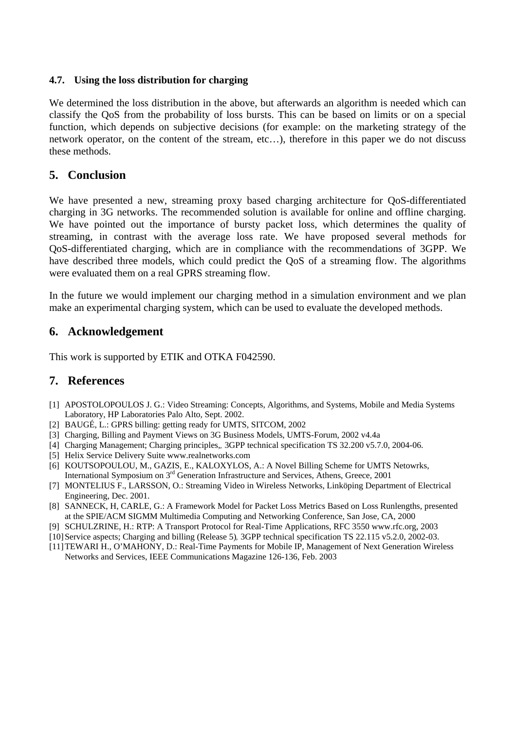### 4.7. Using the loss distribution for charging

We determined the loss distribution in the above, but afterwards an algorithm is needed which can classify the QoS from the probability of loss bursts. This can be based on limits or on a special function, which depends on subjective decisions (for example: on the marketing strategy of the network operator, on the content of the stream, etc…), therefore in this paper we do not discuss these methods.

## 5. Conclusion

We have presented a new, streaming proxy based charging architecture for QoS-differentiated charging in 3G networks. The recommended solution is available for online and offline charging. We have pointed out the importance of bursty packet loss, which determines the quality of streaming, in contrast with the average loss rate. We have proposed several methods for QoS-differentiated charging, which are in compliance with the recommendations of 3GPP. We have described three models, which could predict the QoS of a streaming flow. The algorithms were evaluated them on a real GPRS streaming flow.

In the future we would implement our charging method in a simulation environment and we plan make an experimental charging system, which can be used to evaluate the developed methods.

## 6. Acknowledgement

This work is supported by ETIK and OTKA F042590.

## 7. References

[1] APOSTOLOPOULOS J. G.: Video Streaming: Concepts, Algorithms, and Systems, Mobile and Media Systems Laboratory, HP Laboratories Palo Alto, Sept. 2002.

[2] BAUGÉ, L.: GPRS billing: getting ready for UMTS, SITCOM, 2002

[3] Charging, Billing and Payment Views on 3G Business Models, UMTS-Forum, 2002 v4.4a

[4] Charging Management; Charging principles,, 3GPP technical specification TS 32.200 v5.7.0, 2004-06.

[5] Helix Service Delivery Suite www.realnetworks.com

[6] KOUTSOPOULOU, M., GAZIS, E., KALOXYLOS, A.: A Novel Billing Scheme for UMTS Netowrks, International Symposium on 3rd Generation Infrastructure and Services, Athens, Greece, 2001

[7] MONTELIUS F., LARSSON, O.: Streaming Video in Wireless Networks, Linköping Department of Electrical Engineering, Dec. 2001.

[8] SANNECK, H, CARLE, G.: A Framework Model for Packet Loss Metrics Based on Loss Runlengths, presented at the SPIE/ACM SIGMM Multimedia Computing and Networking Conference, San Jose, CA, 2000

[9] SCHULZRINE, H.: RTP: A Transport Protocol for Real-Time Applications, RFC 3550 www.rfc.org, 2003

[10] Service aspects; Charging and billing (Release 5), 3GPP technical specification TS 22.115 v5.2.0, 2002-03.

[11] TEWARI H., O'MAHONY, D.: Real-Time Payments for Mobile IP, Management of Next Generation Wireless Networks and Services, IEEE Communications Magazine 126-136, Feb. 2003